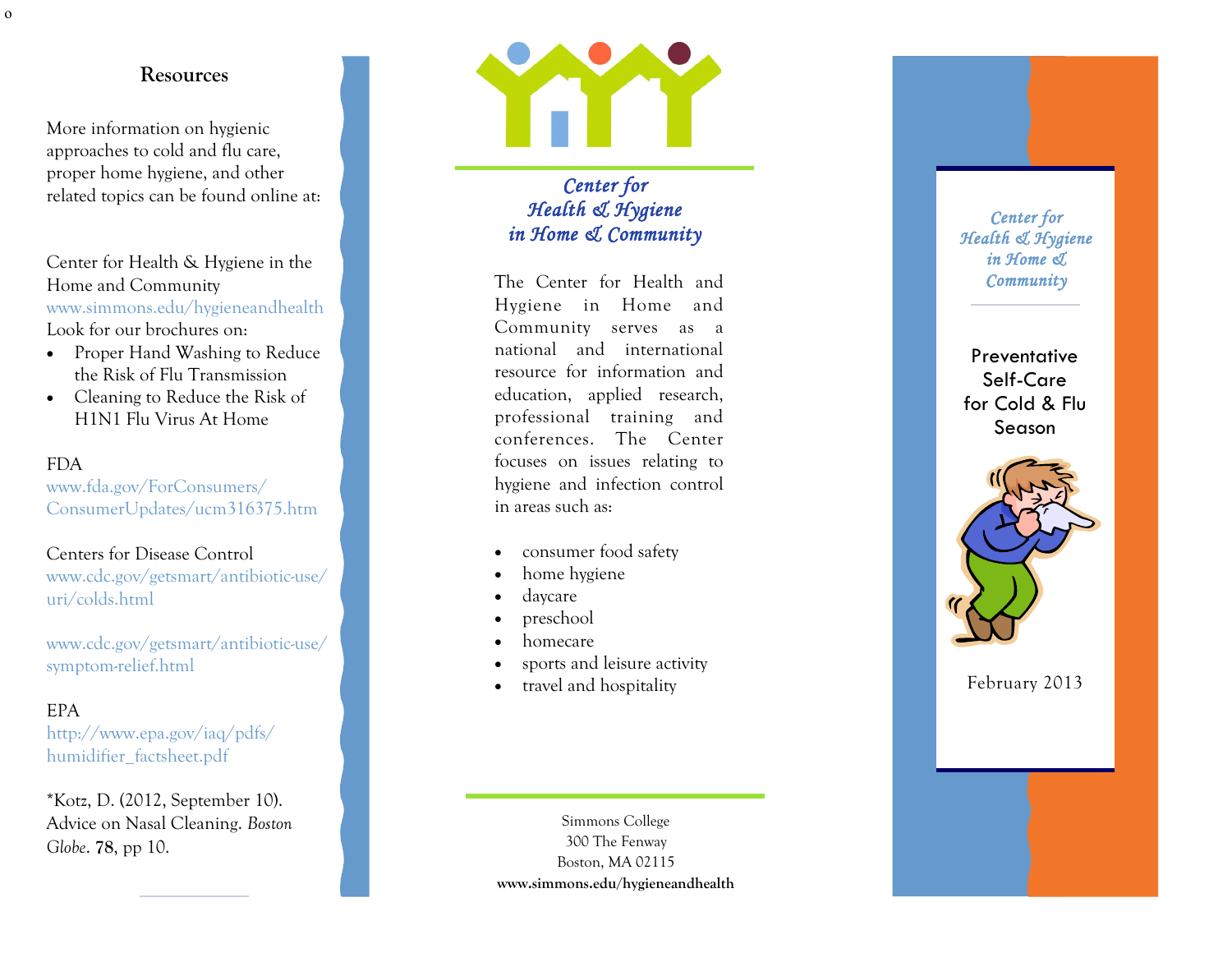## Resources

More information on hygienic approaches to cold and flu care, proper home hygiene, and other related topics can be found online at:

Center for Health & Hygiene in the Home and Community
www.simmons.edu/hygieneandhealth
Look for our brochures on:

- Proper Hand Washing to Reduce the Risk of Flu Transmission
- Cleaning to Reduce the Risk of H1N1 Flu Virus At Home

FDA
www.fda.gov/ForConsumers/ConsumerUpdates/ucm316375.htm

Centers for Disease Control
www.cdc.gov/getsmart/antibiotic-use/uri/colds.html

www.cdc.gov/getsmart/antibiotic-use/symptom-relief.html

EPA
http://www.epa.gov/iaq/pdfs/humidifier_factsheet.pdf

*Kotz, D. (2012, September 10). Advice on Nasal Cleaning. *Boston Globe*. **78**, pp 10.

## *Center for Health & Hygiene in Home & Community*

The Center for Health and Hygiene in Home and Community serves as a national and international resource for information and education, applied research, professional training and conferences. The Center focuses on issues relating to hygiene and infection control in areas such as:

- consumer food safety
- home hygiene
- daycare
- preschool
- homecare
- sports and leisure activity
- travel and hospitality

Simmons College
300 The Fenway
Boston, MA 02115
**www.simmons.edu/hygieneandhealth**

*Center for Health & Hygiene in Home & Community*

# Preventative Self-Care for Cold & Flu Season

February 2013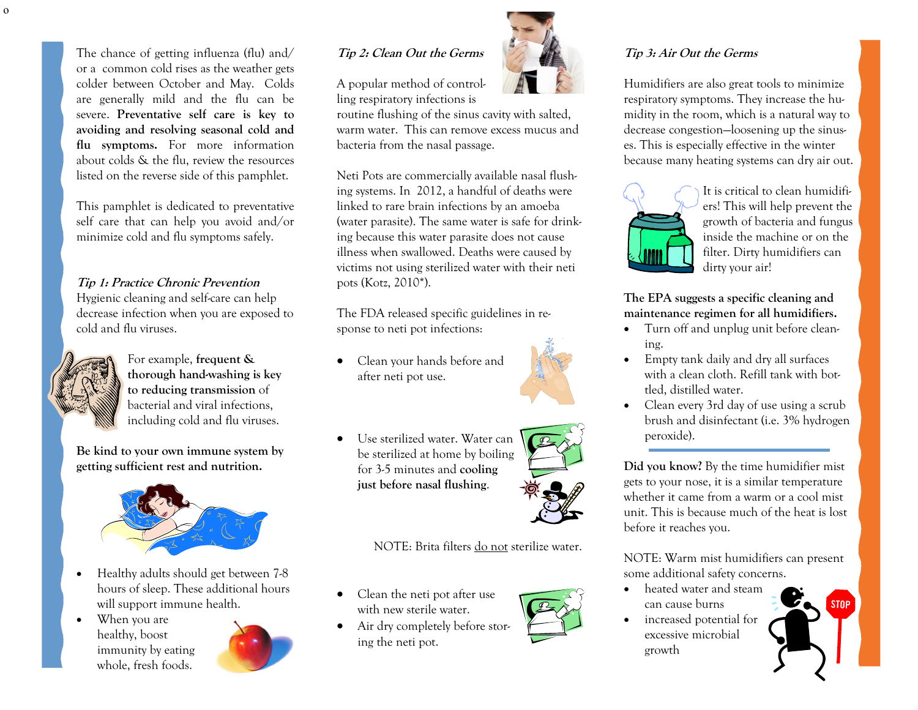The chance of getting influenza (flu) and/ or a common cold rises as the weather gets colder between October and May. Colds are generally mild and the flu can be severe. **Preventative self care is key to avoiding and resolving seasonal cold and flu symptoms.** For more information about colds & the flu, review the resources listed on the reverse side of this pamphlet.

This pamphlet is dedicated to preventative self care that can help you avoid and/or minimize cold and flu symptoms safely.

### *Tip 1: Practice Chronic Prevention*

Hygienic cleaning and self-care can help decrease infection when you are exposed to cold and flu viruses.

For example, **frequent & thorough hand-washing is key to reducing transmission** of bacterial and viral infections, including cold and flu viruses.

**Be kind to your own immune system by getting sufficient rest and nutrition.**

- Healthy adults should get between 7-8 hours of sleep. These additional hours will support immune health.
- When you are healthy, boost immunity by eating whole, fresh foods.

### *Tip 2: Clean Out the Germs*

A popular method of controlling respiratory infections is routine flushing of the sinus cavity with salted, warm water. This can remove excess mucus and bacteria from the nasal passage.

Neti Pots are commercially available nasal flushing systems. In 2012, a handful of deaths were linked to rare brain infections by an amoeba (water parasite). The same water is safe for drinking because this water parasite does not cause illness when swallowed. Deaths were caused by victims not using sterilized water with their neti pots (Kotz, 2010*).

The FDA released specific guidelines in response to neti pot infections:

- Clean your hands before and after neti pot use.
- Use sterilized water. Water can be sterilized at home by boiling for 3-5 minutes and **cooling just before nasal flushing**.

NOTE: Brita filters <u>do not</u> sterilize water.

- Clean the neti pot after use with new sterile water.
- Air dry completely before storing the neti pot.

### *Tip 3: Air Out the Germs*

Humidifiers are also great tools to minimize respiratory symptoms. They increase the humidity in the room, which is a natural way to decrease congestion—loosening up the sinuses. This is especially effective in the winter because many heating systems can dry air out.

It is critical to clean humidifiers! This will help prevent the growth of bacteria and fungus inside the machine or on the filter. Dirty humidifiers can dirty your air!

**The EPA suggests a specific cleaning and maintenance regimen for all humidifiers.**

- Turn off and unplug unit before cleaning.
- Empty tank daily and dry all surfaces with a clean cloth. Refill tank with bottled, distilled water.
- Clean every 3rd day of use using a scrub brush and disinfectant (i.e. 3% hydrogen peroxide).

**Did you know?** By the time humidifier mist gets to your nose, it is a similar temperature whether it came from a warm or a cool mist unit. This is because much of the heat is lost before it reaches you.

NOTE: Warm mist humidifiers can present some additional safety concerns.

- heated water and steam can cause burns
- increased potential for excessive microbial growth

STOP